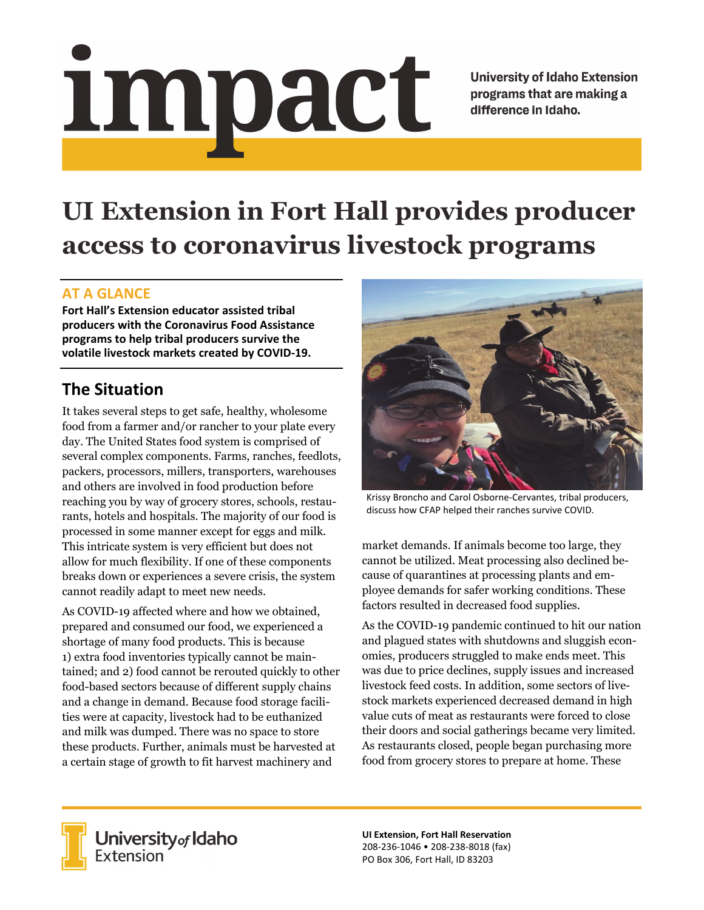# impact

University of Idaho Extension programs that are making a difference in Idaho.

# UI Extension in Fort Hall provides producer access to coronavirus livestock programs

## AT A GLANCE

**Fort Hall's Extension educator assisted tribal producers with the Coronavirus Food Assistance programs to help tribal producers survive the volatile livestock markets created by COVID-19.**

## The Situation

It takes several steps to get safe, healthy, wholesome food from a farmer and/or rancher to your plate every day. The United States food system is comprised of several complex components. Farms, ranches, feedlots, packers, processors, millers, transporters, warehouses and others are involved in food production before reaching you by way of grocery stores, schools, restaurants, hotels and hospitals. The majority of our food is processed in some manner except for eggs and milk. This intricate system is very efficient but does not allow for much flexibility. If one of these components breaks down or experiences a severe crisis, the system cannot readily adapt to meet new needs.

As COVID-19 affected where and how we obtained, prepared and consumed our food, we experienced a shortage of many food products. This is because 1) extra food inventories typically cannot be maintained; and 2) food cannot be rerouted quickly to other food-based sectors because of different supply chains and a change in demand. Because food storage facilities were at capacity, livestock had to be euthanized and milk was dumped. There was no space to store these products. Further, animals must be harvested at a certain stage of growth to fit harvest machinery and market demands. If animals become too large, they cannot be utilized. Meat processing also declined because of quarantines at processing plants and employee demands for safer working conditions. These factors resulted in decreased food supplies.

Krissy Broncho and Carol Osborne-Cervantes, tribal producers, discuss how CFAP helped their ranches survive COVID.

As the COVID-19 pandemic continued to hit our nation and plagued states with shutdowns and sluggish economies, producers struggled to make ends meet. This was due to price declines, supply issues and increased livestock feed costs. In addition, some sectors of livestock markets experienced decreased demand in high value cuts of meat as restaurants were forced to close their doors and social gatherings became very limited. As restaurants closed, people began purchasing more food from grocery stores to prepare at home. These

University of Idaho Extension

**UI Extension, Fort Hall Reservation**
208-236-1046 • 208-238-8018 (fax)
PO Box 306, Fort Hall, ID 83203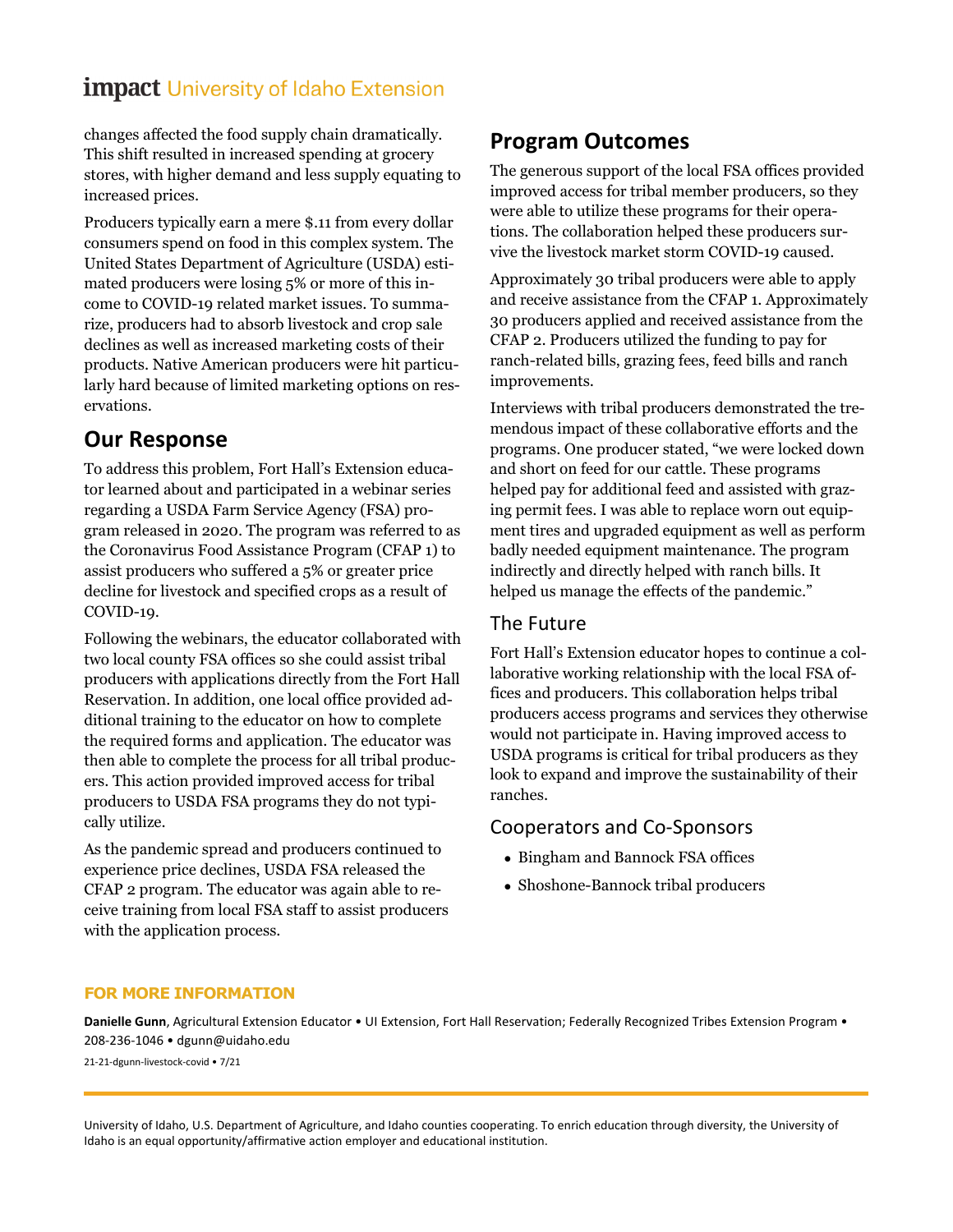changes affected the food supply chain dramatically. This shift resulted in increased spending at grocery stores, with higher demand and less supply equating to increased prices.

Producers typically earn a mere $.11 from every dollar consumers spend on food in this complex system. The United States Department of Agriculture (USDA) estimated producers were losing 5% or more of this income to COVID-19 related market issues. To summarize, producers had to absorb livestock and crop sale declines as well as increased marketing costs of their products. Native American producers were hit particularly hard because of limited marketing options on reservations.

## Our Response

To address this problem, Fort Hall's Extension educator learned about and participated in a webinar series regarding a USDA Farm Service Agency (FSA) program released in 2020. The program was referred to as the Coronavirus Food Assistance Program (CFAP 1) to assist producers who suffered a 5% or greater price decline for livestock and specified crops as a result of COVID-19.

Following the webinars, the educator collaborated with two local county FSA offices so she could assist tribal producers with applications directly from the Fort Hall Reservation. In addition, one local office provided additional training to the educator on how to complete the required forms and application. The educator was then able to complete the process for all tribal producers. This action provided improved access for tribal producers to USDA FSA programs they do not typically utilize.

As the pandemic spread and producers continued to experience price declines, USDA FSA released the CFAP 2 program. The educator was again able to receive training from local FSA staff to assist producers with the application process.

## Program Outcomes

The generous support of the local FSA offices provided improved access for tribal member producers, so they were able to utilize these programs for their operations. The collaboration helped these producers survive the livestock market storm COVID-19 caused.

Approximately 30 tribal producers were able to apply and receive assistance from the CFAP 1. Approximately 30 producers applied and received assistance from the CFAP 2. Producers utilized the funding to pay for ranch-related bills, grazing fees, feed bills and ranch improvements.

Interviews with tribal producers demonstrated the tremendous impact of these collaborative efforts and the programs. One producer stated, "we were locked down and short on feed for our cattle. These programs helped pay for additional feed and assisted with grazing permit fees. I was able to replace worn out equipment tires and upgraded equipment as well as perform badly needed equipment maintenance. The program indirectly and directly helped with ranch bills. It helped us manage the effects of the pandemic."

### The Future

Fort Hall's Extension educator hopes to continue a collaborative working relationship with the local FSA offices and producers. This collaboration helps tribal producers access programs and services they otherwise would not participate in. Having improved access to USDA programs is critical for tribal producers as they look to expand and improve the sustainability of their ranches.

### Cooperators and Co-Sponsors

- Bingham and Bannock FSA offices
- Shoshone-Bannock tribal producers

**FOR MORE INFORMATION**

**Danielle Gunn**, Agricultural Extension Educator • UI Extension, Fort Hall Reservation; Federally Recognized Tribes Extension Program • 208-236-1046 • dgunn@uidaho.edu

21-21-dgunn-livestock-covid • 7/21

University of Idaho, U.S. Department of Agriculture, and Idaho counties cooperating. To enrich education through diversity, the University of Idaho is an equal opportunity/affirmative action employer and educational institution.